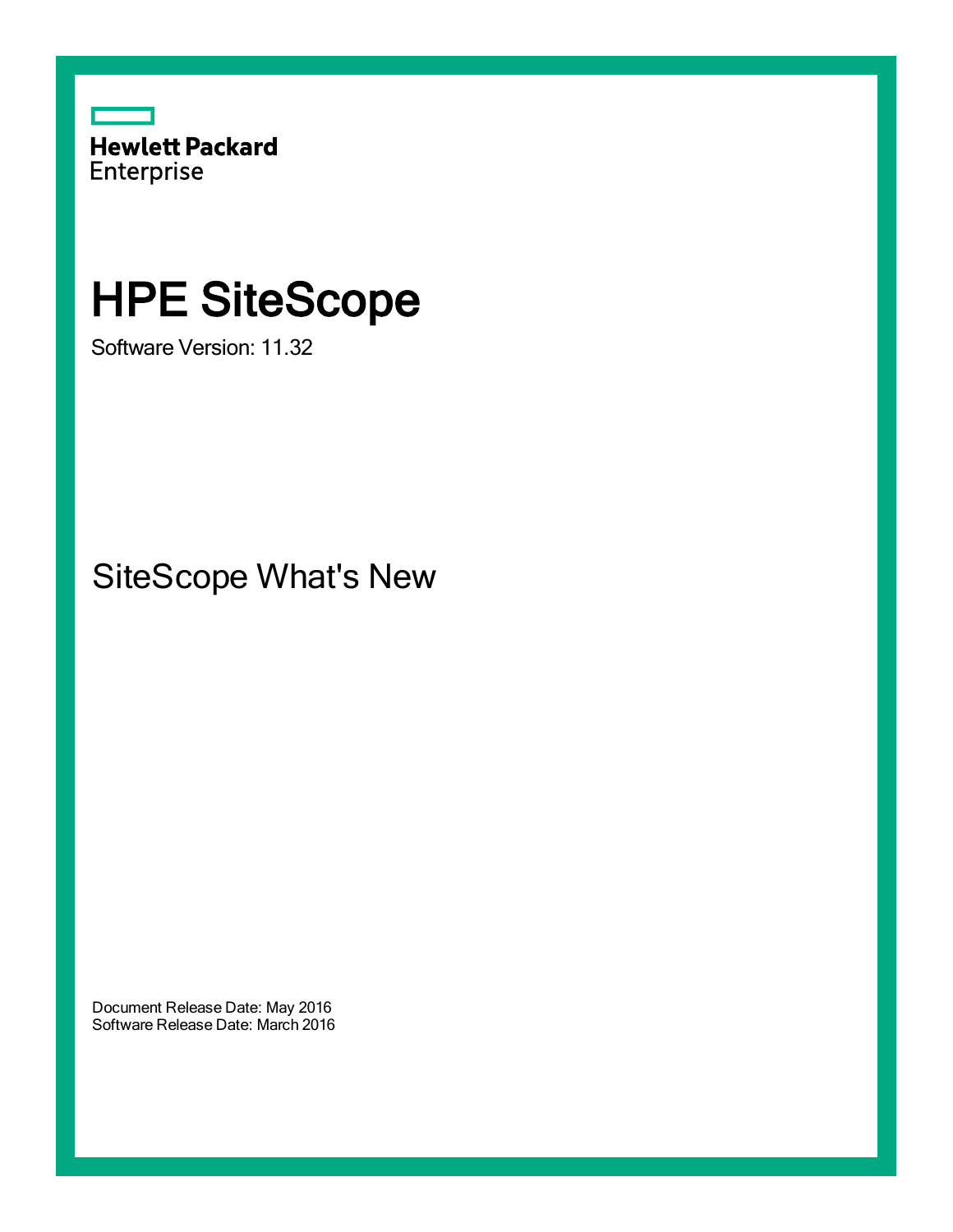Hewlett Packard Enterprise

# HPE SiteScope

Software Version: 11.32

## SiteScope What's New

Document Release Date: May 2016
Software Release Date: March 2016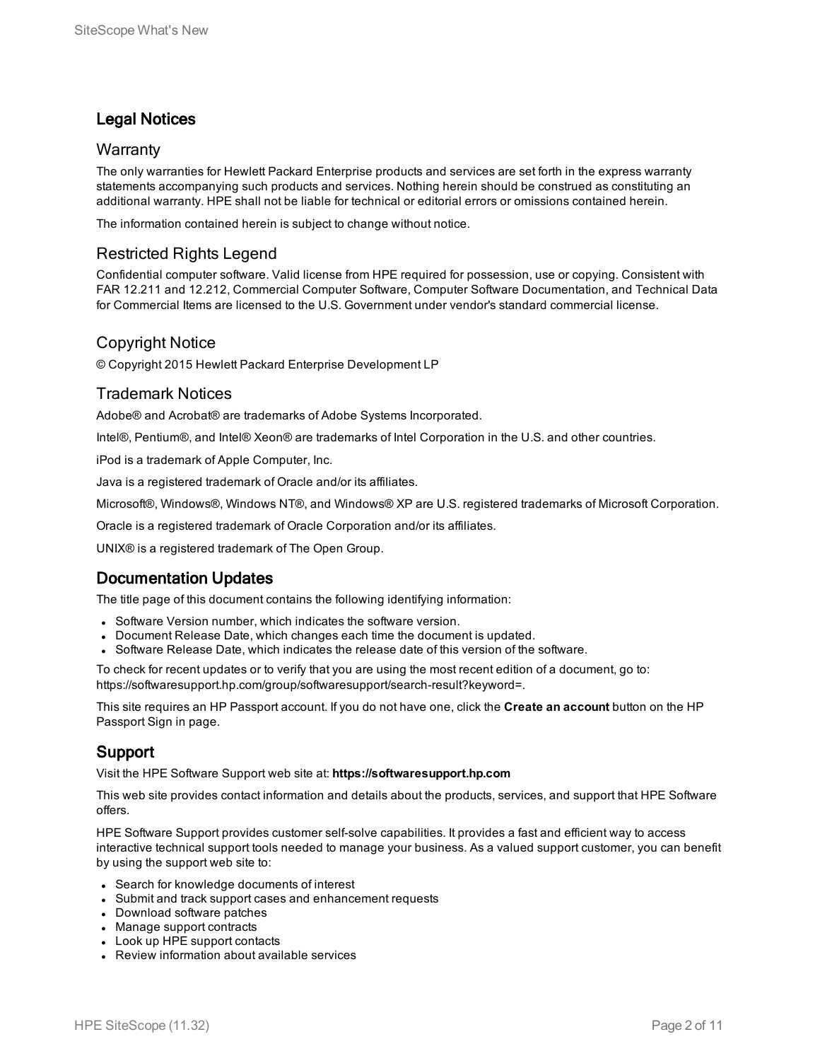## Legal Notices

### Warranty

The only warranties for Hewlett Packard Enterprise products and services are set forth in the express warranty statements accompanying such products and services. Nothing herein should be construed as constituting an additional warranty. HPE shall not be liable for technical or editorial errors or omissions contained herein.

The information contained herein is subject to change without notice.

### Restricted Rights Legend

Confidential computer software. Valid license from HPE required for possession, use or copying. Consistent with FAR 12.211 and 12.212, Commercial Computer Software, Computer Software Documentation, and Technical Data for Commercial Items are licensed to the U.S. Government under vendor's standard commercial license.

### Copyright Notice

© Copyright 2015 Hewlett Packard Enterprise Development LP

### Trademark Notices

Adobe® and Acrobat® are trademarks of Adobe Systems Incorporated.

Intel®, Pentium®, and Intel® Xeon® are trademarks of Intel Corporation in the U.S. and other countries.

iPod is a trademark of Apple Computer, Inc.

Java is a registered trademark of Oracle and/or its affiliates.

Microsoft®, Windows®, Windows NT®, and Windows® XP are U.S. registered trademarks of Microsoft Corporation.

Oracle is a registered trademark of Oracle Corporation and/or its affiliates.

UNIX® is a registered trademark of The Open Group.

## Documentation Updates

The title page of this document contains the following identifying information:

- Software Version number, which indicates the software version.
- Document Release Date, which changes each time the document is updated.
- Software Release Date, which indicates the release date of this version of the software.

To check for recent updates or to verify that you are using the most recent edition of a document, go to: https://softwaresupport.hp.com/group/softwaresupport/search-result?keyword=.

This site requires an HP Passport account. If you do not have one, click the **Create an account** button on the HP Passport Sign in page.

## Support

Visit the HPE Software Support web site at: **https://softwaresupport.hp.com**

This web site provides contact information and details about the products, services, and support that HPE Software offers.

HPE Software Support provides customer self-solve capabilities. It provides a fast and efficient way to access interactive technical support tools needed to manage your business. As a valued support customer, you can benefit by using the support web site to:

- Search for knowledge documents of interest
- Submit and track support cases and enhancement requests
- Download software patches
- Manage support contracts
- Look up HPE support contacts
- Review information about available services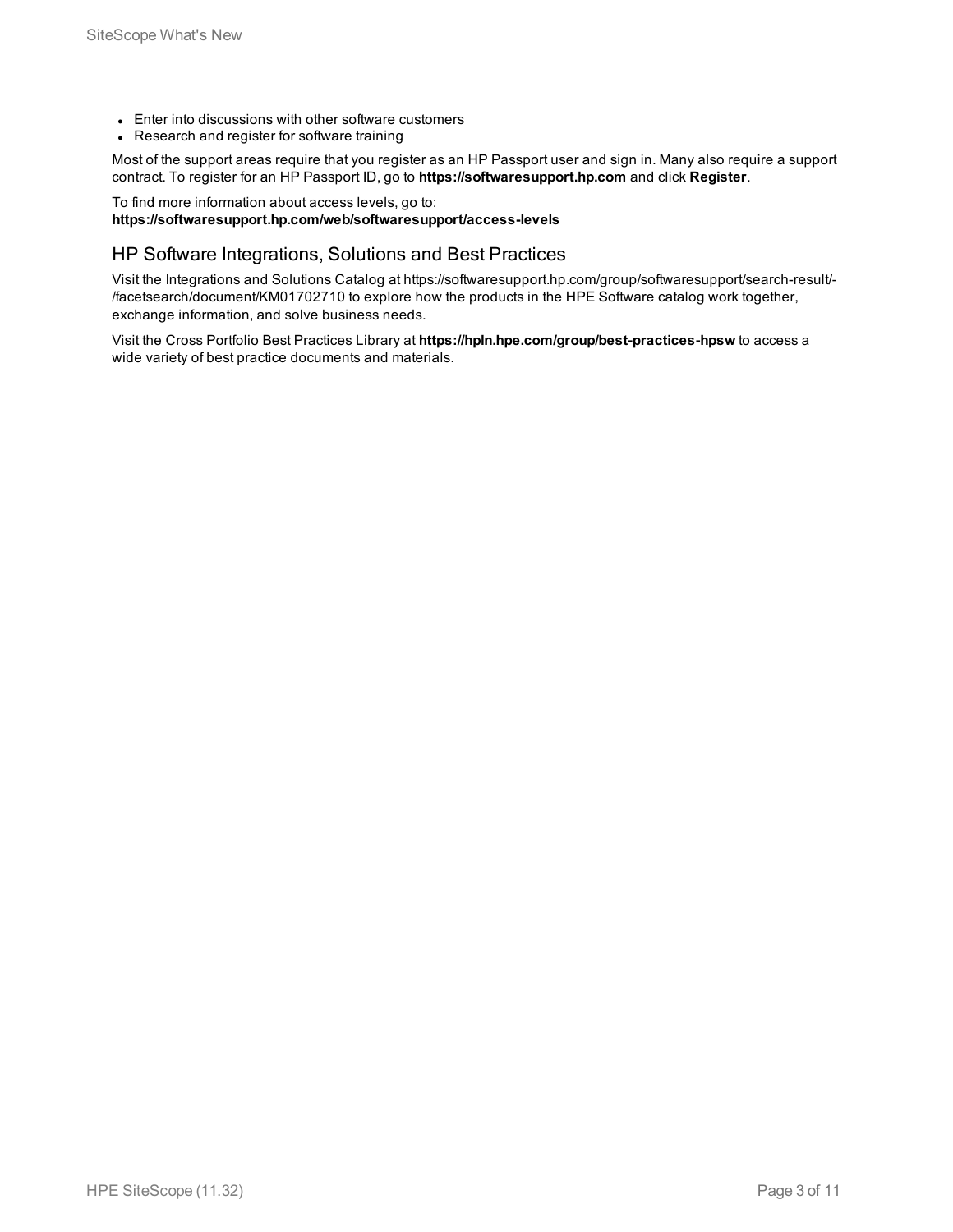- Enter into discussions with other software customers
- Research and register for software training

Most of the support areas require that you register as an HP Passport user and sign in. Many also require a support contract. To register for an HP Passport ID, go to **https://softwaresupport.hp.com** and click **Register**.

To find more information about access levels, go to:
**https://softwaresupport.hp.com/web/softwaresupport/access-levels**

## HP Software Integrations, Solutions and Best Practices

Visit the Integrations and Solutions Catalog at https://softwaresupport.hp.com/group/softwaresupport/search-result/-/facetsearch/document/KM01702710 to explore how the products in the HPE Software catalog work together, exchange information, and solve business needs.

Visit the Cross Portfolio Best Practices Library at **https://hpln.hpe.com/group/best-practices-hpsw** to access a wide variety of best practice documents and materials.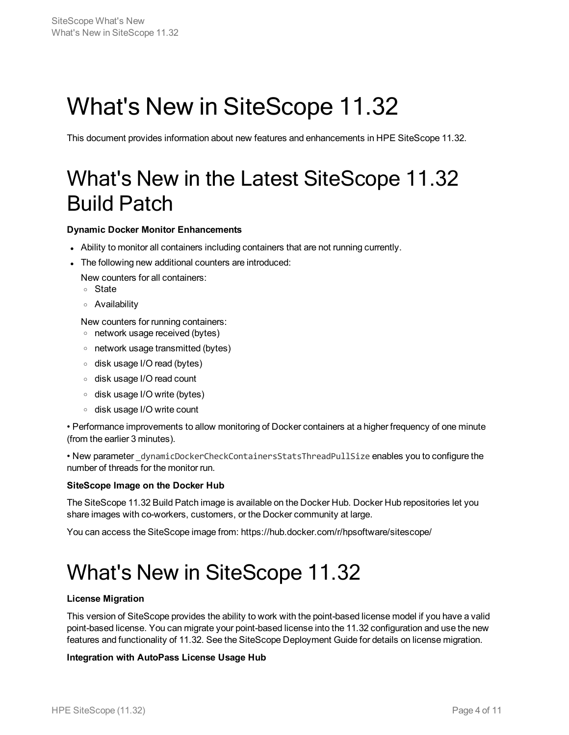# What's New in SiteScope 11.32

This document provides information about new features and enhancements in HPE SiteScope 11.32.

# What's New in the Latest SiteScope 11.32 Build Patch

**Dynamic Docker Monitor Enhancements**

- Ability to monitor all containers including containers that are not running currently.
- The following new additional counters are introduced:

  New counters for all containers:
  - State
  - Availability

  New counters for running containers:
  - network usage received (bytes)
  - network usage transmitted (bytes)
  - disk usage I/O read (bytes)
  - disk usage I/O read count
  - disk usage I/O write (bytes)
  - disk usage I/O write count

• Performance improvements to allow monitoring of Docker containers at a higher frequency of one minute (from the earlier 3 minutes).

• New parameter `_dynamicDockerCheckContainersStatsThreadPullSize` enables you to configure the number of threads for the monitor run.

**SiteScope Image on the Docker Hub**

The SiteScope 11.32 Build Patch image is available on the Docker Hub. Docker Hub repositories let you share images with co-workers, customers, or the Docker community at large.

You can access the SiteScope image from: https://hub.docker.com/r/hpsoftware/sitescope/

# What's New in SiteScope 11.32

**License Migration**

This version of SiteScope provides the ability to work with the point-based license model if you have a valid point-based license. You can migrate your point-based license into the 11.32 configuration and use the new features and functionality of 11.32. See the SiteScope Deployment Guide for details on license migration.

**Integration with AutoPass License Usage Hub**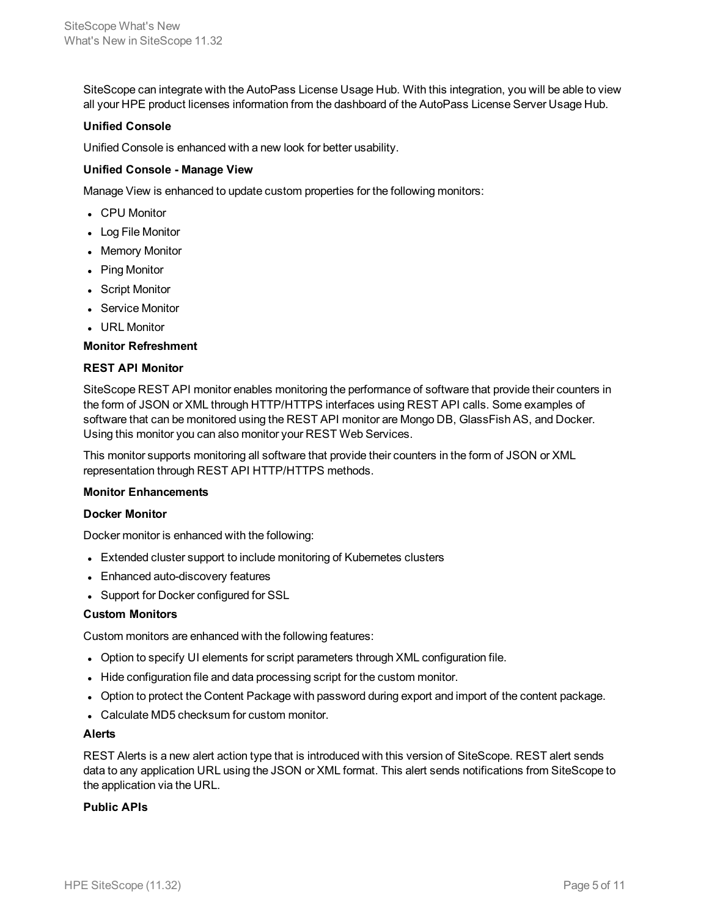SiteScope can integrate with the AutoPass License Usage Hub. With this integration, you will be able to view all your HPE product licenses information from the dashboard of the AutoPass License Server Usage Hub.

**Unified Console**

Unified Console is enhanced with a new look for better usability.

**Unified Console - Manage View**

Manage View is enhanced to update custom properties for the following monitors:

- CPU Monitor
- Log File Monitor
- Memory Monitor
- Ping Monitor
- Script Monitor
- Service Monitor
- URL Monitor

**Monitor Refreshment**

**REST API Monitor**

SiteScope REST API monitor enables monitoring the performance of software that provide their counters in the form of JSON or XML through HTTP/HTTPS interfaces using REST API calls. Some examples of software that can be monitored using the REST API monitor are Mongo DB, GlassFish AS, and Docker. Using this monitor you can also monitor your REST Web Services.

This monitor supports monitoring all software that provide their counters in the form of JSON or XML representation through REST API HTTP/HTTPS methods.

**Monitor Enhancements**

**Docker Monitor**

Docker monitor is enhanced with the following:

- Extended cluster support to include monitoring of Kubernetes clusters
- Enhanced auto-discovery features
- Support for Docker configured for SSL

**Custom Monitors**

Custom monitors are enhanced with the following features:

- Option to specify UI elements for script parameters through XML configuration file.
- Hide configuration file and data processing script for the custom monitor.
- Option to protect the Content Package with password during export and import of the content package.
- Calculate MD5 checksum for custom monitor.

**Alerts**

REST Alerts is a new alert action type that is introduced with this version of SiteScope. REST alert sends data to any application URL using the JSON or XML format. This alert sends notifications from SiteScope to the application via the URL.

**Public APIs**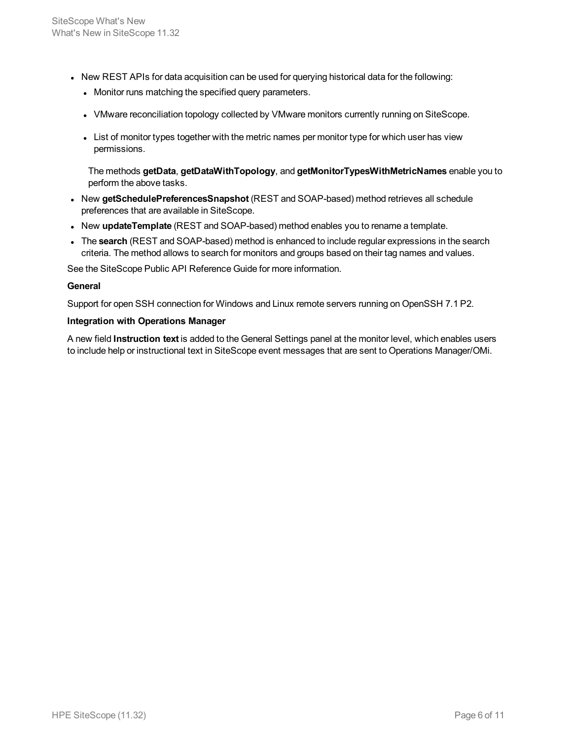- New REST APIs for data acquisition can be used for querying historical data for the following:
  - Monitor runs matching the specified query parameters.
  - VMware reconciliation topology collected by VMware monitors currently running on SiteScope.
  - List of monitor types together with the metric names per monitor type for which user has view permissions.

  The methods **getData**, **getDataWithTopology**, and **getMonitorTypesWithMetricNames** enable you to perform the above tasks.
- New **getSchedulePreferencesSnapshot** (REST and SOAP-based) method retrieves all schedule preferences that are available in SiteScope.
- New **updateTemplate** (REST and SOAP-based) method enables you to rename a template.
- The **search** (REST and SOAP-based) method is enhanced to include regular expressions in the search criteria. The method allows to search for monitors and groups based on their tag names and values.

See the SiteScope Public API Reference Guide for more information.

**General**

Support for open SSH connection for Windows and Linux remote servers running on OpenSSH 7.1 P2.

**Integration with Operations Manager**

A new field **Instruction text** is added to the General Settings panel at the monitor level, which enables users to include help or instructional text in SiteScope event messages that are sent to Operations Manager/OMi.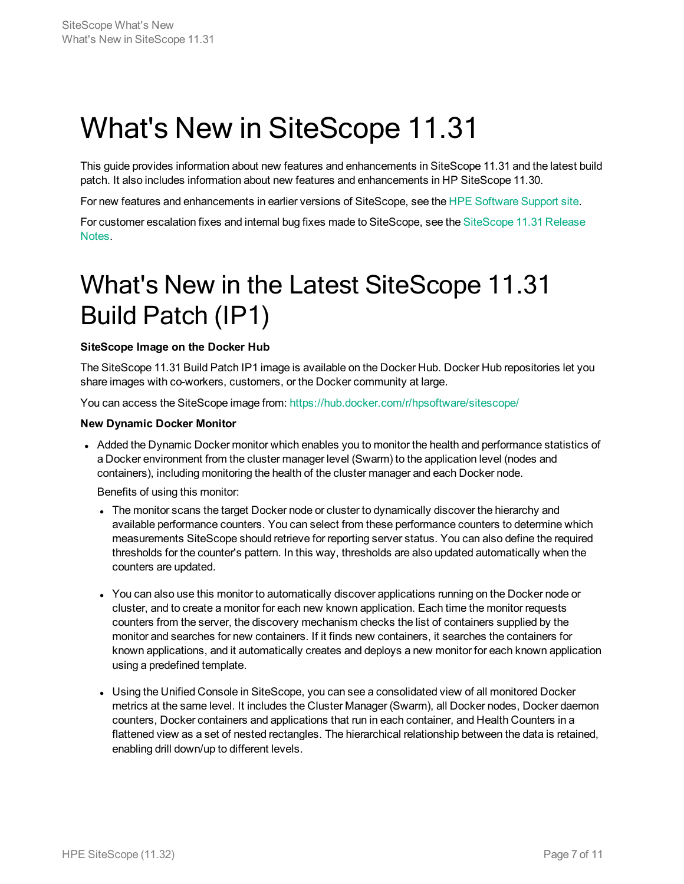# What's New in SiteScope 11.31

This guide provides information about new features and enhancements in SiteScope 11.31 and the latest build patch. It also includes information about new features and enhancements in HP SiteScope 11.30.

For new features and enhancements in earlier versions of SiteScope, see the HPE Software Support site.

For customer escalation fixes and internal bug fixes made to SiteScope, see the SiteScope 11.31 Release Notes.

# What's New in the Latest SiteScope 11.31 Build Patch (IP1)

**SiteScope Image on the Docker Hub**

The SiteScope 11.31 Build Patch IP1 image is available on the Docker Hub. Docker Hub repositories let you share images with co-workers, customers, or the Docker community at large.

You can access the SiteScope image from: https://hub.docker.com/r/hpsoftware/sitescope/

**New Dynamic Docker Monitor**

- Added the Dynamic Docker monitor which enables you to monitor the health and performance statistics of a Docker environment from the cluster manager level (Swarm) to the application level (nodes and containers), including monitoring the health of the cluster manager and each Docker node.

  Benefits of using this monitor:

  - The monitor scans the target Docker node or cluster to dynamically discover the hierarchy and available performance counters. You can select from these performance counters to determine which measurements SiteScope should retrieve for reporting server status. You can also define the required thresholds for the counter's pattern. In this way, thresholds are also updated automatically when the counters are updated.

  - You can also use this monitor to automatically discover applications running on the Docker node or cluster, and to create a monitor for each new known application. Each time the monitor requests counters from the server, the discovery mechanism checks the list of containers supplied by the monitor and searches for new containers. If it finds new containers, it searches the containers for known applications, and it automatically creates and deploys a new monitor for each known application using a predefined template.

  - Using the Unified Console in SiteScope, you can see a consolidated view of all monitored Docker metrics at the same level. It includes the Cluster Manager (Swarm), all Docker nodes, Docker daemon counters, Docker containers and applications that run in each container, and Health Counters in a flattened view as a set of nested rectangles. The hierarchical relationship between the data is retained, enabling drill down/up to different levels.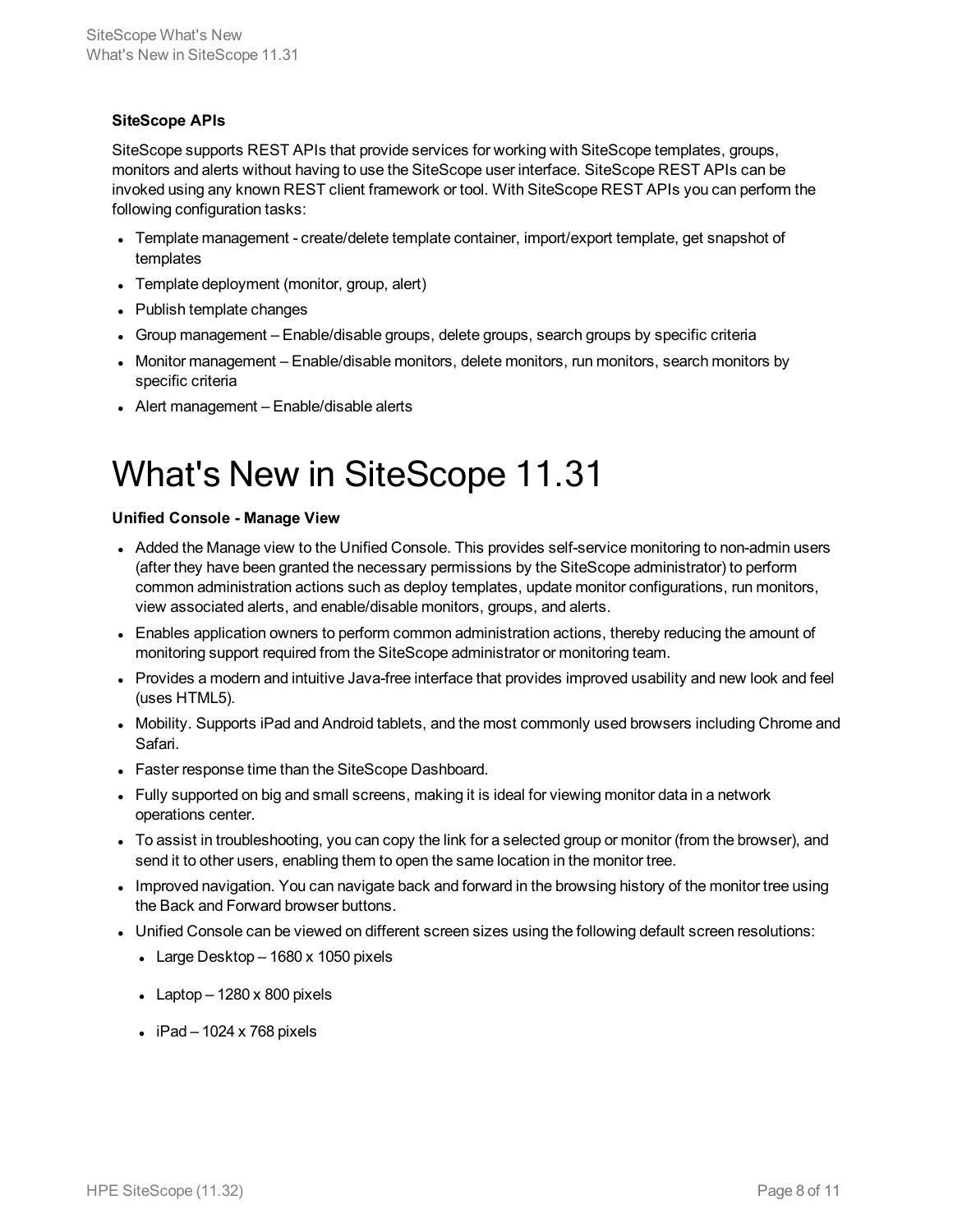**SiteScope APIs**

SiteScope supports REST APIs that provide services for working with SiteScope templates, groups, monitors and alerts without having to use the SiteScope user interface. SiteScope REST APIs can be invoked using any known REST client framework or tool. With SiteScope REST APIs you can perform the following configuration tasks:

- Template management - create/delete template container, import/export template, get snapshot of templates
- Template deployment (monitor, group, alert)
- Publish template changes
- Group management – Enable/disable groups, delete groups, search groups by specific criteria
- Monitor management – Enable/disable monitors, delete monitors, run monitors, search monitors by specific criteria
- Alert management – Enable/disable alerts

# What's New in SiteScope 11.31

**Unified Console - Manage View**

- Added the Manage view to the Unified Console. This provides self-service monitoring to non-admin users (after they have been granted the necessary permissions by the SiteScope administrator) to perform common administration actions such as deploy templates, update monitor configurations, run monitors, view associated alerts, and enable/disable monitors, groups, and alerts.
- Enables application owners to perform common administration actions, thereby reducing the amount of monitoring support required from the SiteScope administrator or monitoring team.
- Provides a modern and intuitive Java-free interface that provides improved usability and new look and feel (uses HTML5).
- Mobility. Supports iPad and Android tablets, and the most commonly used browsers including Chrome and Safari.
- Faster response time than the SiteScope Dashboard.
- Fully supported on big and small screens, making it is ideal for viewing monitor data in a network operations center.
- To assist in troubleshooting, you can copy the link for a selected group or monitor (from the browser), and send it to other users, enabling them to open the same location in the monitor tree.
- Improved navigation. You can navigate back and forward in the browsing history of the monitor tree using the Back and Forward browser buttons.
- Unified Console can be viewed on different screen sizes using the following default screen resolutions:
  - Large Desktop – 1680 x 1050 pixels
  - Laptop – 1280 x 800 pixels
  - iPad – 1024 x 768 pixels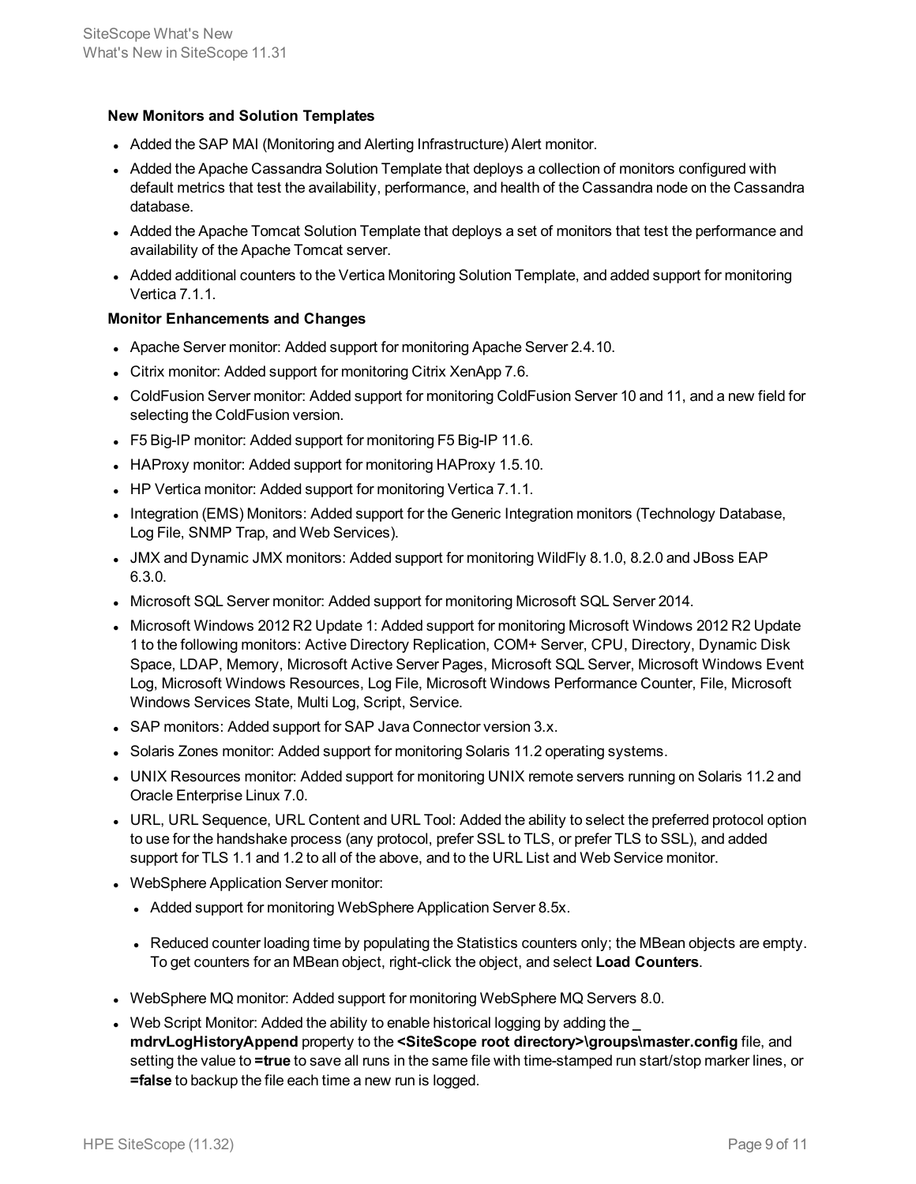**New Monitors and Solution Templates**

- Added the SAP MAI (Monitoring and Alerting Infrastructure) Alert monitor.
- Added the Apache Cassandra Solution Template that deploys a collection of monitors configured with default metrics that test the availability, performance, and health of the Cassandra node on the Cassandra database.
- Added the Apache Tomcat Solution Template that deploys a set of monitors that test the performance and availability of the Apache Tomcat server.
- Added additional counters to the Vertica Monitoring Solution Template, and added support for monitoring Vertica 7.1.1.

**Monitor Enhancements and Changes**

- Apache Server monitor: Added support for monitoring Apache Server 2.4.10.
- Citrix monitor: Added support for monitoring Citrix XenApp 7.6.
- ColdFusion Server monitor: Added support for monitoring ColdFusion Server 10 and 11, and a new field for selecting the ColdFusion version.
- F5 Big-IP monitor: Added support for monitoring F5 Big-IP 11.6.
- HAProxy monitor: Added support for monitoring HAProxy 1.5.10.
- HP Vertica monitor: Added support for monitoring Vertica 7.1.1.
- Integration (EMS) Monitors: Added support for the Generic Integration monitors (Technology Database, Log File, SNMP Trap, and Web Services).
- JMX and Dynamic JMX monitors: Added support for monitoring WildFly 8.1.0, 8.2.0 and JBoss EAP 6.3.0.
- Microsoft SQL Server monitor: Added support for monitoring Microsoft SQL Server 2014.
- Microsoft Windows 2012 R2 Update 1: Added support for monitoring Microsoft Windows 2012 R2 Update 1 to the following monitors: Active Directory Replication, COM+ Server, CPU, Directory, Dynamic Disk Space, LDAP, Memory, Microsoft Active Server Pages, Microsoft SQL Server, Microsoft Windows Event Log, Microsoft Windows Resources, Log File, Microsoft Windows Performance Counter, File, Microsoft Windows Services State, Multi Log, Script, Service.
- SAP monitors: Added support for SAP Java Connector version 3.x.
- Solaris Zones monitor: Added support for monitoring Solaris 11.2 operating systems.
- UNIX Resources monitor: Added support for monitoring UNIX remote servers running on Solaris 11.2 and Oracle Enterprise Linux 7.0.
- URL, URL Sequence, URL Content and URL Tool: Added the ability to select the preferred protocol option to use for the handshake process (any protocol, prefer SSL to TLS, or prefer TLS to SSL), and added support for TLS 1.1 and 1.2 to all of the above, and to the URL List and Web Service monitor.
- WebSphere Application Server monitor:
  - Added support for monitoring WebSphere Application Server 8.5x.
  - Reduced counter loading time by populating the Statistics counters only; the MBean objects are empty. To get counters for an MBean object, right-click the object, and select **Load Counters**.
- WebSphere MQ monitor: Added support for monitoring WebSphere MQ Servers 8.0.
- Web Script Monitor: Added the ability to enable historical logging by adding the **_mdrvLogHistoryAppend** property to the **<SiteScope root directory>\groups\master.config** file, and setting the value to **=true** to save all runs in the same file with time-stamped run start/stop marker lines, or **=false** to backup the file each time a new run is logged.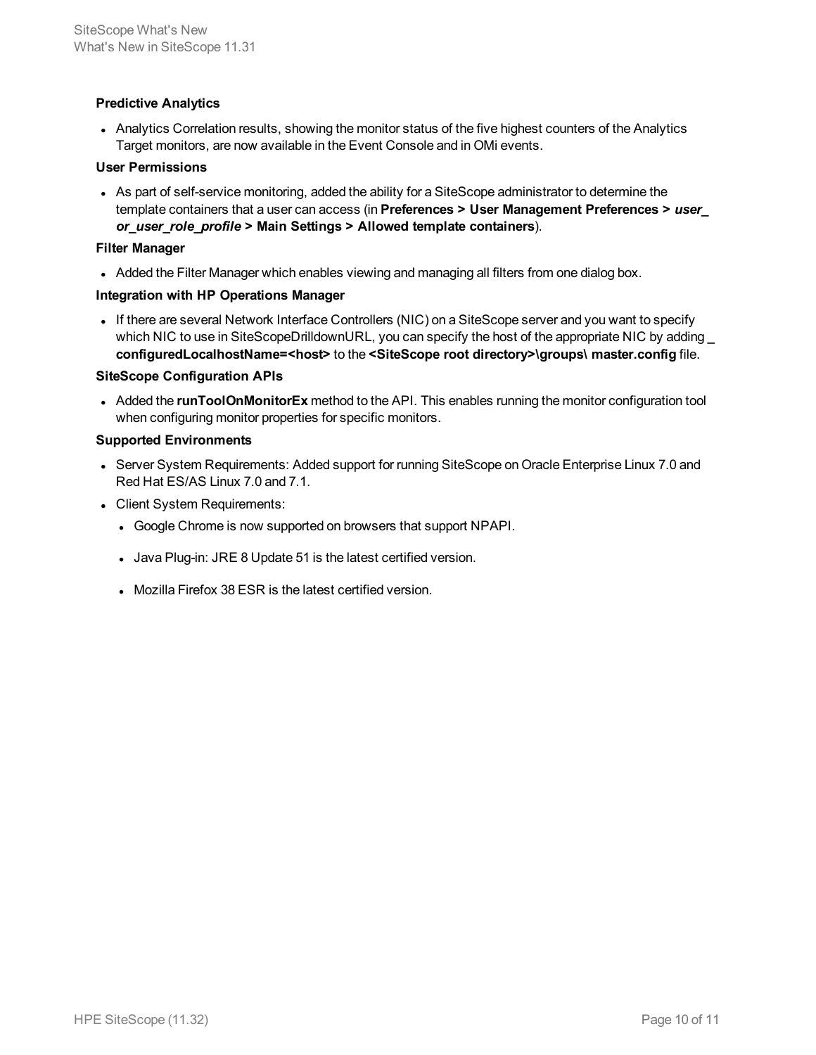**Predictive Analytics**

- Analytics Correlation results, showing the monitor status of the five highest counters of the Analytics Target monitors, are now available in the Event Console and in OMi events.

**User Permissions**

- As part of self-service monitoring, added the ability for a SiteScope administrator to determine the template containers that a user can access (in **Preferences > User Management Preferences >** ***user_or_user_role_profile*** **> Main Settings > Allowed template containers**).

**Filter Manager**

- Added the Filter Manager which enables viewing and managing all filters from one dialog box.

**Integration with HP Operations Manager**

- If there are several Network Interface Controllers (NIC) on a SiteScope server and you want to specify which NIC to use in SiteScopeDrilldownURL, you can specify the host of the appropriate NIC by adding **_configuredLocalhostName=<host>** to the **<SiteScope root directory>\groups\ master.config** file.

**SiteScope Configuration APIs**

- Added the **runToolOnMonitorEx** method to the API. This enables running the monitor configuration tool when configuring monitor properties for specific monitors.

**Supported Environments**

- Server System Requirements: Added support for running SiteScope on Oracle Enterprise Linux 7.0 and Red Hat ES/AS Linux 7.0 and 7.1.
- Client System Requirements:
  - Google Chrome is now supported on browsers that support NPAPI.
  - Java Plug-in: JRE 8 Update 51 is the latest certified version.
  - Mozilla Firefox 38 ESR is the latest certified version.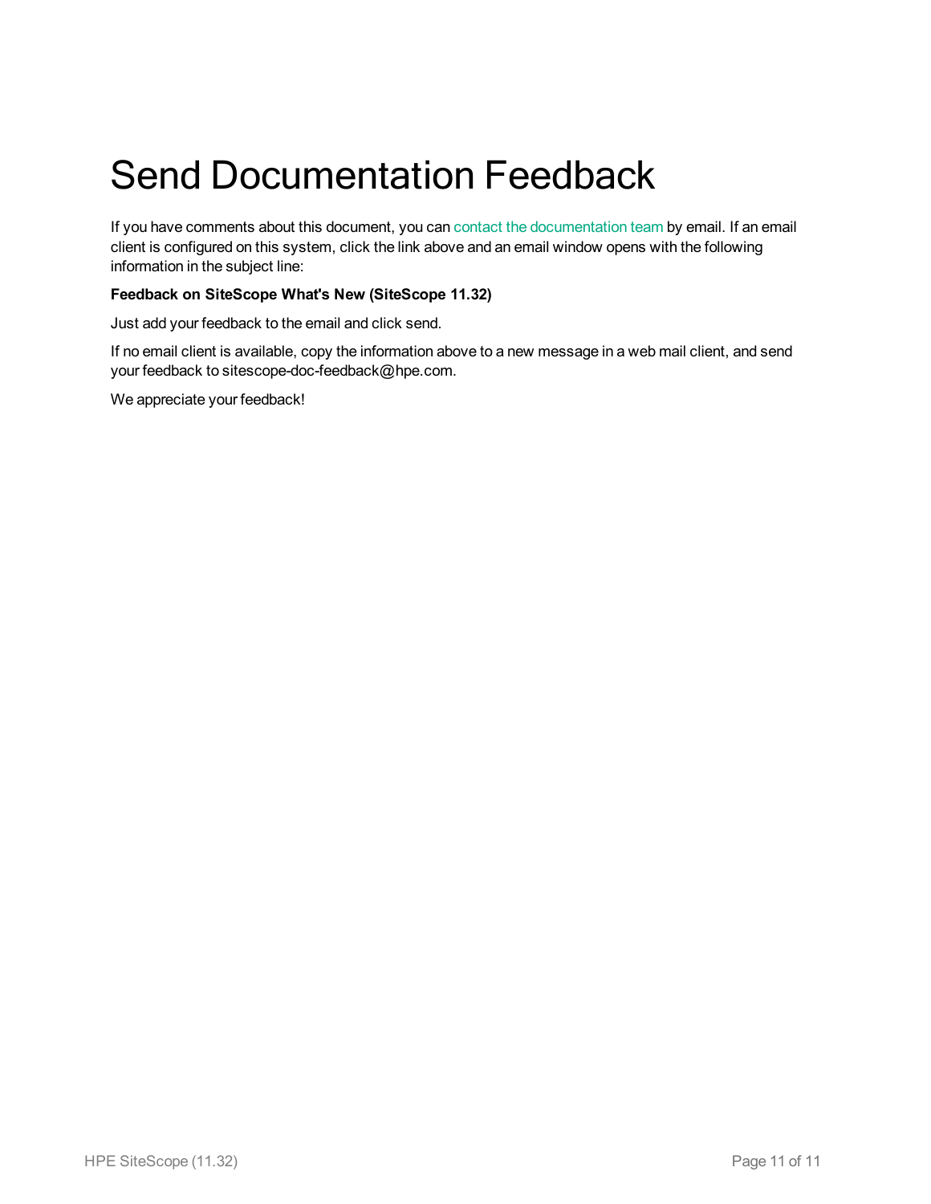# Send Documentation Feedback

If you have comments about this document, you can contact the documentation team by email. If an email client is configured on this system, click the link above and an email window opens with the following information in the subject line:

**Feedback on SiteScope What's New (SiteScope 11.32)**

Just add your feedback to the email and click send.

If no email client is available, copy the information above to a new message in a web mail client, and send your feedback to sitescope-doc-feedback@hpe.com.

We appreciate your feedback!